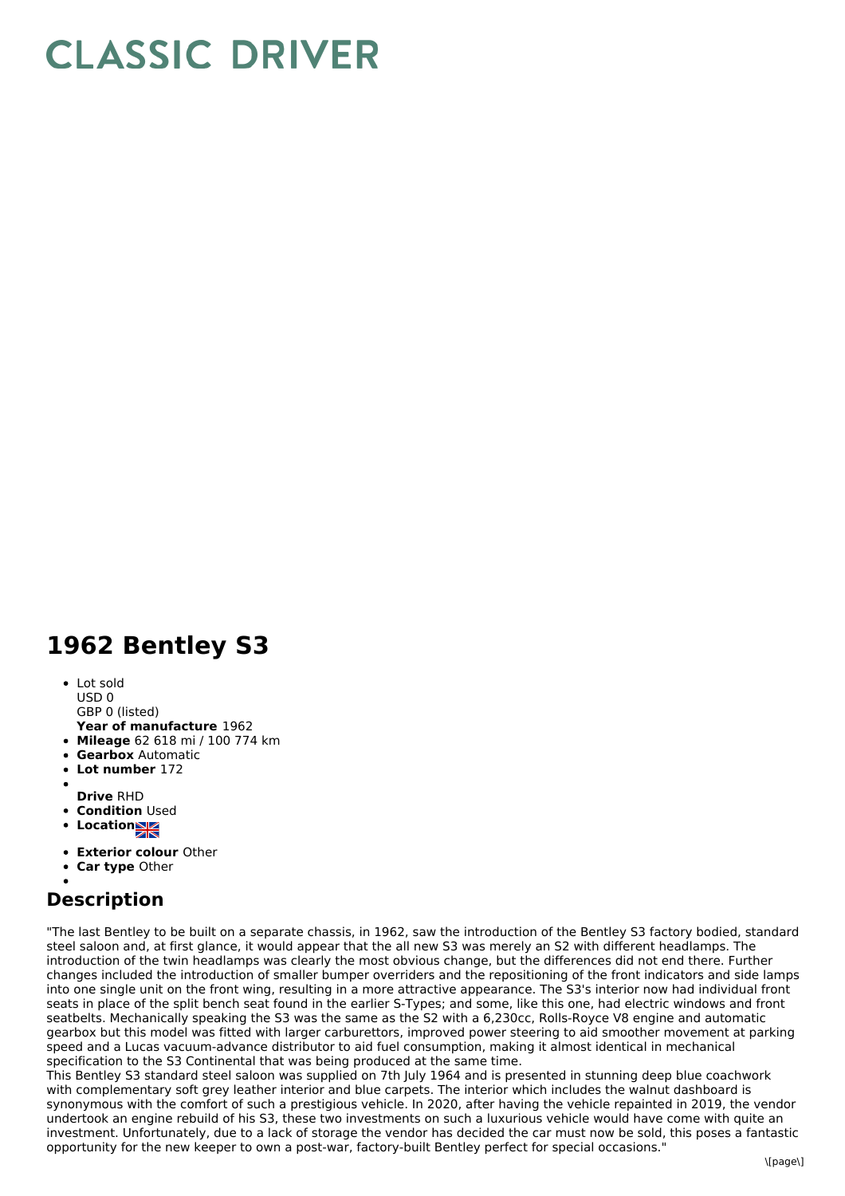# CLASSIC DRIVER

# 1962 Bentley S3

- Lot sold
  USD 0
  GBP 0 (listed)
  **Year of manufacture** 1962
- **Mileage** 62 618 mi / 100 774 km
- **Gearbox** Automatic
- **Lot number** 172
-
  **Drive** RHD
- **Condition** Used
- **Location**
- **Exterior colour** Other
- **Car type** Other
-

## Description

"The last Bentley to be built on a separate chassis, in 1962, saw the introduction of the Bentley S3 factory bodied, standard steel saloon and, at first glance, it would appear that the all new S3 was merely an S2 with different headlamps. The introduction of the twin headlamps was clearly the most obvious change, but the differences did not end there. Further changes included the introduction of smaller bumper overriders and the repositioning of the front indicators and side lamps into one single unit on the front wing, resulting in a more attractive appearance. The S3's interior now had individual front seats in place of the split bench seat found in the earlier S-Types; and some, like this one, had electric windows and front seatbelts. Mechanically speaking the S3 was the same as the S2 with a 6,230cc, Rolls-Royce V8 engine and automatic gearbox but this model was fitted with larger carburettors, improved power steering to aid smoother movement at parking speed and a Lucas vacuum-advance distributor to aid fuel consumption, making it almost identical in mechanical specification to the S3 Continental that was being produced at the same time.
This Bentley S3 standard steel saloon was supplied on 7th July 1964 and is presented in stunning deep blue coachwork with complementary soft grey leather interior and blue carpets. The interior which includes the walnut dashboard is synonymous with the comfort of such a prestigious vehicle. In 2020, after having the vehicle repainted in 2019, the vendor undertook an engine rebuild of his S3, these two investments on such a luxurious vehicle would have come with quite an investment. Unfortunately, due to a lack of storage the vendor has decided the car must now be sold, this poses a fantastic opportunity for the new keeper to own a post-war, factory-built Bentley perfect for special occasions."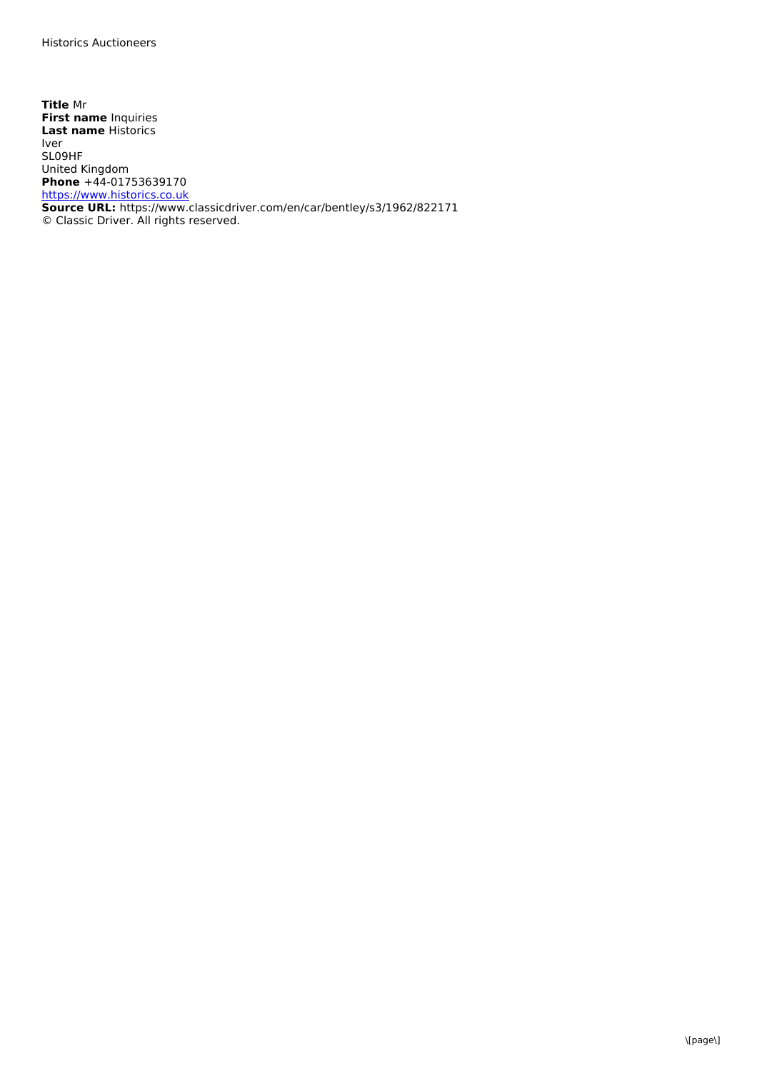Historics Auctioneers

**Title** Mr
**First name** Inquiries
**Last name** Historics
Iver
SL09HF
United Kingdom
**Phone** +44-01753639170
https://www.historics.co.uk
**Source URL:** https://www.classicdriver.com/en/car/bentley/s3/1962/822171
© Classic Driver. All rights reserved.